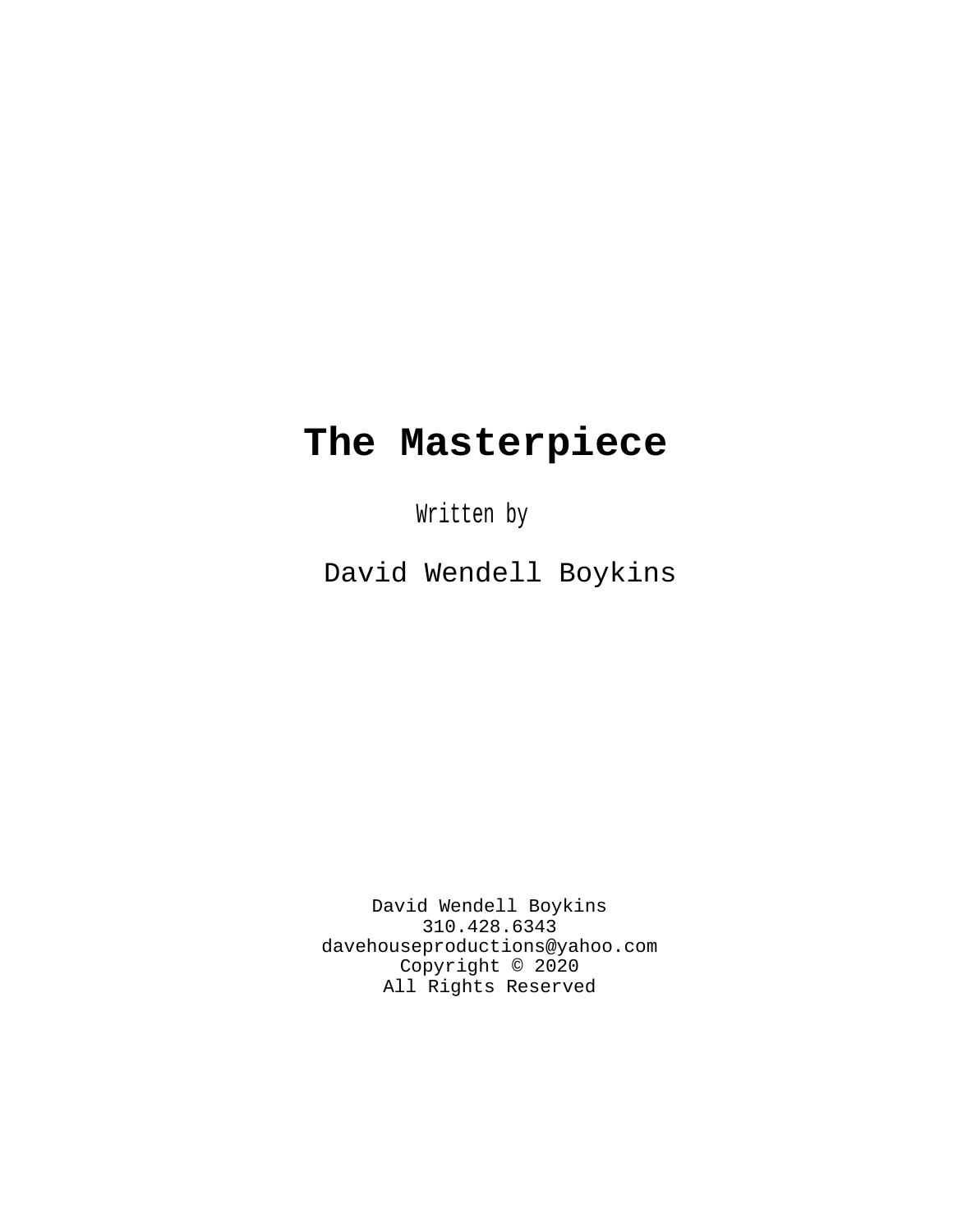# The Masterpiece

Written by

David Wendell Boykins

David Wendell Boykins
310.428.6343
davehouseproductions@yahoo.com
Copyright © 2020
All Rights Reserved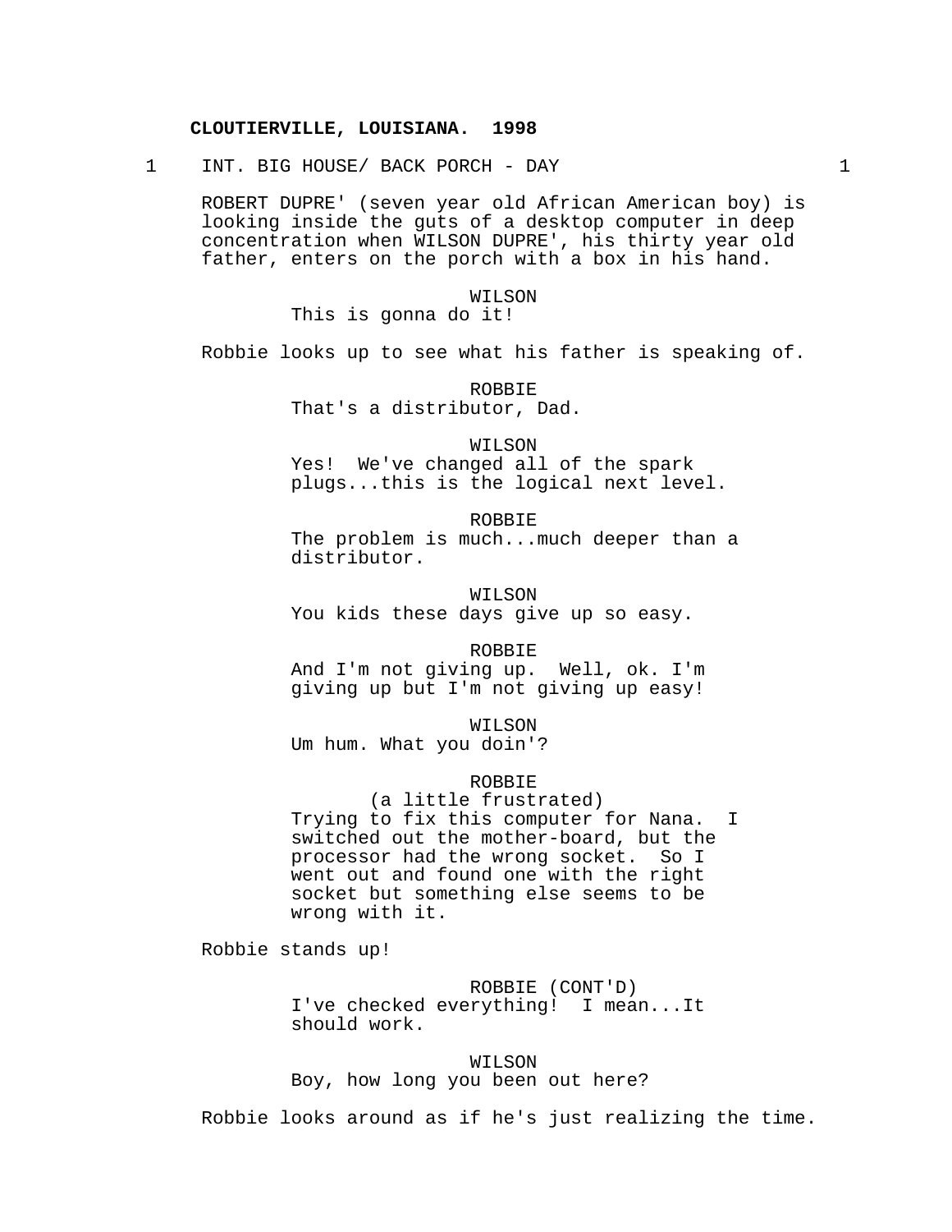**CLOUTIERVILLE, LOUISIANA. 1998**

1 INT. BIG HOUSE/ BACK PORCH - DAY 1

ROBERT DUPRE' (seven year old African American boy) is looking inside the guts of a desktop computer in deep concentration when WILSON DUPRE', his thirty year old father, enters on the porch with a box in his hand.

WILSON
This is gonna do it!

Robbie looks up to see what his father is speaking of.

ROBBIE
That's a distributor, Dad.

WILSON
Yes! We've changed all of the spark plugs...this is the logical next level.

ROBBIE
The problem is much...much deeper than a distributor.

WILSON
You kids these days give up so easy.

ROBBIE
And I'm not giving up. Well, ok. I'm giving up but I'm not giving up easy!

WILSON
Um hum. What you doin'?

ROBBIE
(a little frustrated)
Trying to fix this computer for Nana. I switched out the mother-board, but the processor had the wrong socket. So I went out and found one with the right socket but something else seems to be wrong with it.

Robbie stands up!

ROBBIE (CONT'D)
I've checked everything! I mean...It should work.

WILSON
Boy, how long you been out here?

Robbie looks around as if he's just realizing the time.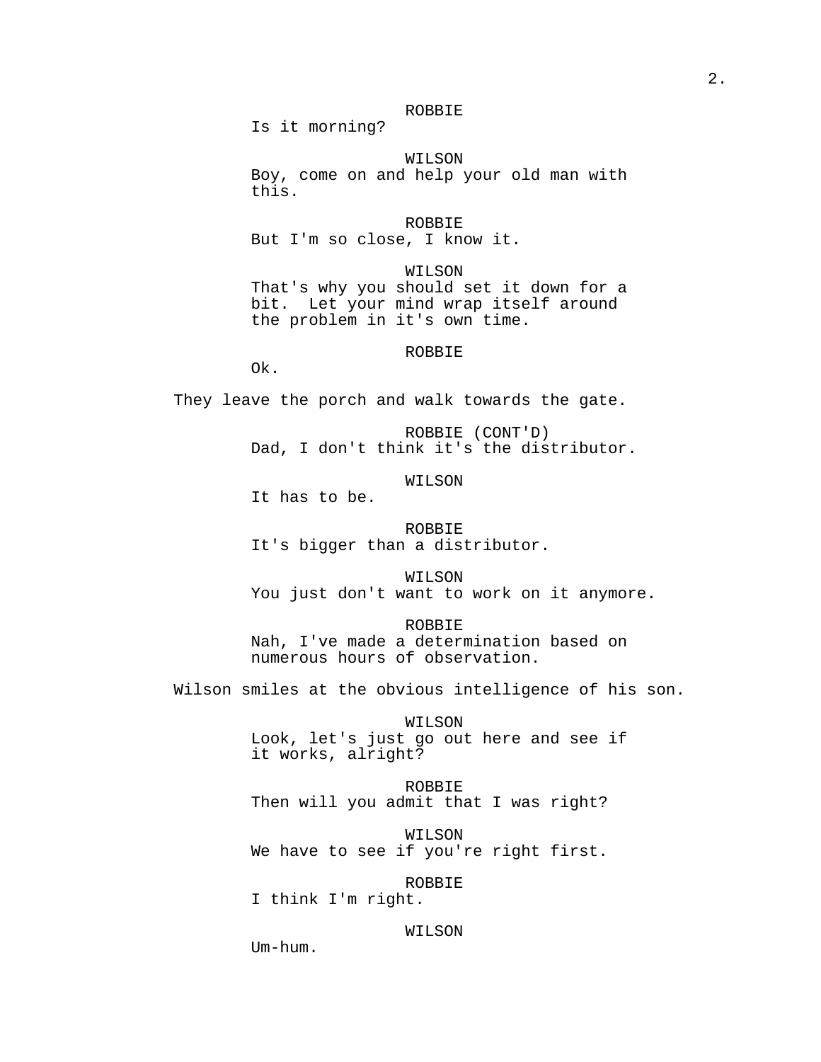ROBBIE
Is it morning?

WILSON
Boy, come on and help your old man with this.

ROBBIE
But I'm so close, I know it.

WILSON
That's why you should set it down for a bit.  Let your mind wrap itself around the problem in it's own time.

ROBBIE
Ok.

They leave the porch and walk towards the gate.

ROBBIE (CONT'D)
Dad, I don't think it's the distributor.

WILSON
It has to be.

ROBBIE
It's bigger than a distributor.

WILSON
You just don't want to work on it anymore.

ROBBIE
Nah, I've made a determination based on numerous hours of observation.

Wilson smiles at the obvious intelligence of his son.

WILSON
Look, let's just go out here and see if it works, alright?

ROBBIE
Then will you admit that I was right?

WILSON
We have to see if you're right first.

ROBBIE
I think I'm right.

WILSON
Um-hum.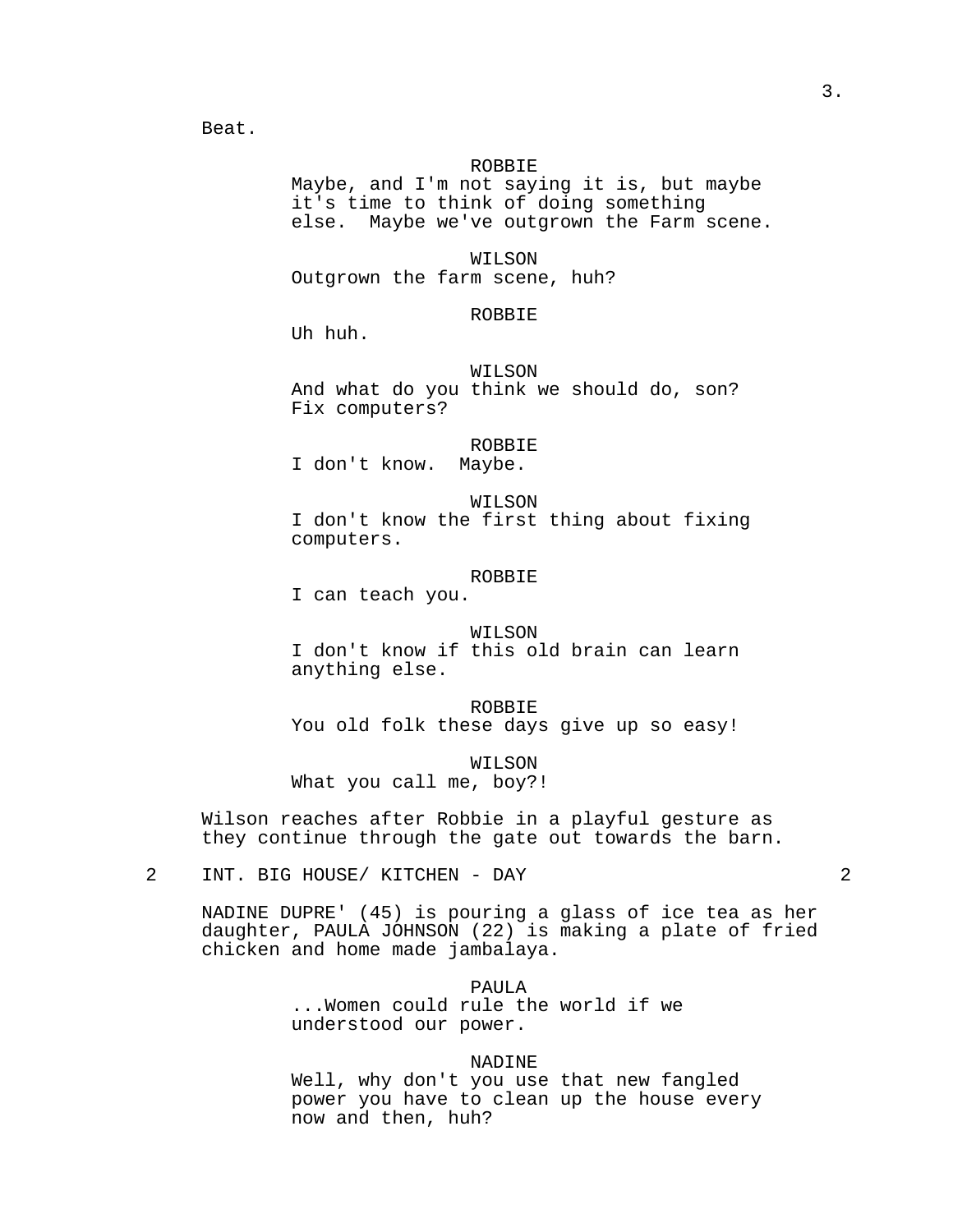Beat.

ROBBIE
Maybe, and I'm not saying it is, but maybe it's time to think of doing something else.  Maybe we've outgrown the Farm scene.

WILSON
Outgrown the farm scene, huh?

ROBBIE
Uh huh.

WILSON
And what do you think we should do, son? Fix computers?

ROBBIE
I don't know.  Maybe.

WILSON
I don't know the first thing about fixing computers.

ROBBIE
I can teach you.

WILSON
I don't know if this old brain can learn anything else.

ROBBIE
You old folk these days give up so easy!

WILSON
What you call me, boy?!

Wilson reaches after Robbie in a playful gesture as they continue through the gate out towards the barn.

2    INT. BIG HOUSE/ KITCHEN - DAY    2

NADINE DUPRE' (45) is pouring a glass of ice tea as her daughter, PAULA JOHNSON (22) is making a plate of fried chicken and home made jambalaya.

PAULA
...Women could rule the world if we understood our power.

NADINE
Well, why don't you use that new fangled power you have to clean up the house every now and then, huh?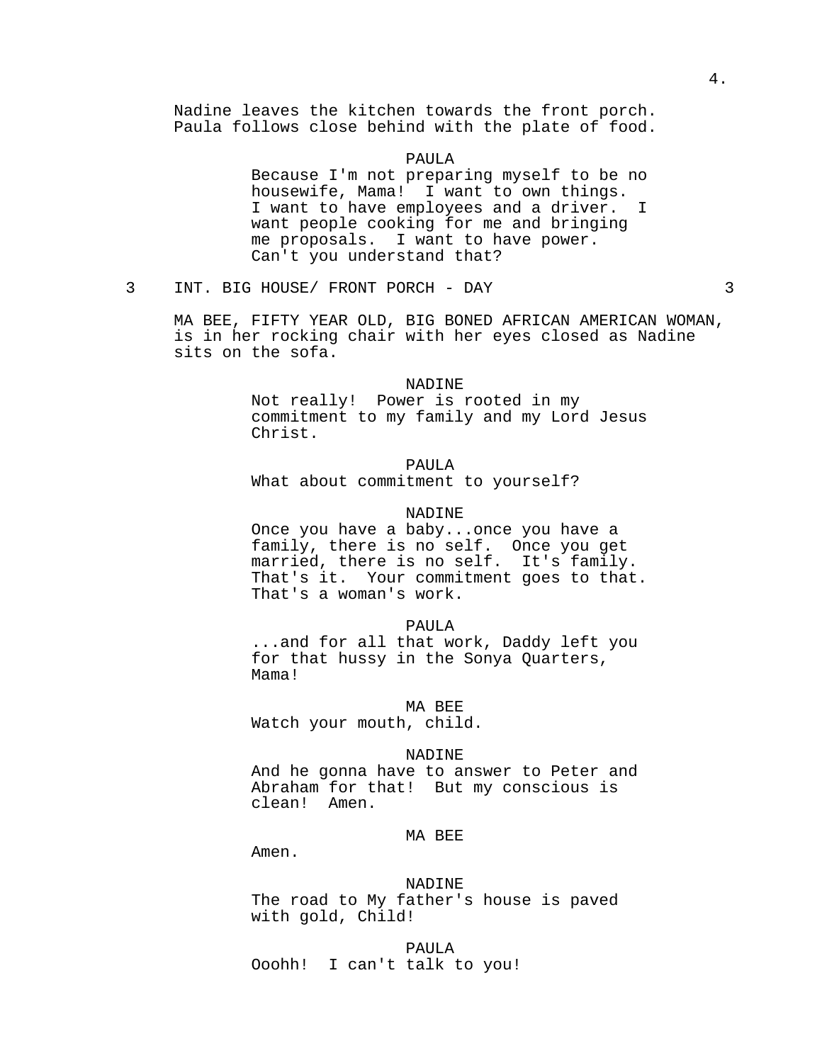Nadine leaves the kitchen towards the front porch. Paula follows close behind with the plate of food.

PAULA
Because I'm not preparing myself to be no housewife, Mama! I want to own things. I want to have employees and a driver. I want people cooking for me and bringing me proposals. I want to have power. Can't you understand that?

3 INT. BIG HOUSE/ FRONT PORCH - DAY 3

MA BEE, FIFTY YEAR OLD, BIG BONED AFRICAN AMERICAN WOMAN, is in her rocking chair with her eyes closed as Nadine sits on the sofa.

NADINE
Not really! Power is rooted in my commitment to my family and my Lord Jesus Christ.

PAULA
What about commitment to yourself?

NADINE
Once you have a baby...once you have a family, there is no self. Once you get married, there is no self. It's family. That's it. Your commitment goes to that. That's a woman's work.

PAULA
...and for all that work, Daddy left you for that hussy in the Sonya Quarters, Mama!

MA BEE
Watch your mouth, child.

NADINE
And he gonna have to answer to Peter and Abraham for that! But my conscious is clean! Amen.

MA BEE
Amen.

NADINE
The road to My father's house is paved with gold, Child!

PAULA
Ooohh! I can't talk to you!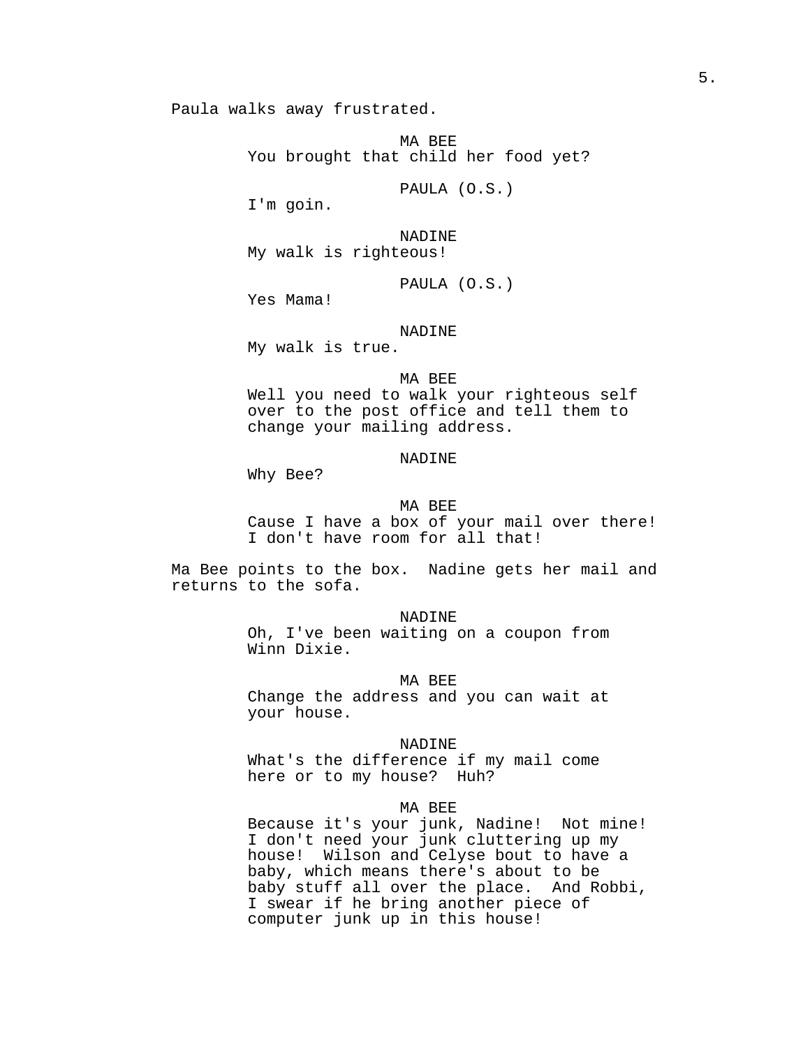Paula walks away frustrated.

MA BEE
You brought that child her food yet?

PAULA (O.S.)
I'm goin.

NADINE
My walk is righteous!

PAULA (O.S.)
Yes Mama!

NADINE
My walk is true.

MA BEE
Well you need to walk your righteous self over to the post office and tell them to change your mailing address.

NADINE
Why Bee?

MA BEE
Cause I have a box of your mail over there! I don't have room for all that!

Ma Bee points to the box. Nadine gets her mail and returns to the sofa.

NADINE
Oh, I've been waiting on a coupon from Winn Dixie.

MA BEE
Change the address and you can wait at your house.

NADINE
What's the difference if my mail come here or to my house? Huh?

MA BEE
Because it's your junk, Nadine! Not mine! I don't need your junk cluttering up my house! Wilson and Celyse bout to have a baby, which means there's about to be baby stuff all over the place. And Robbi, I swear if he bring another piece of computer junk up in this house!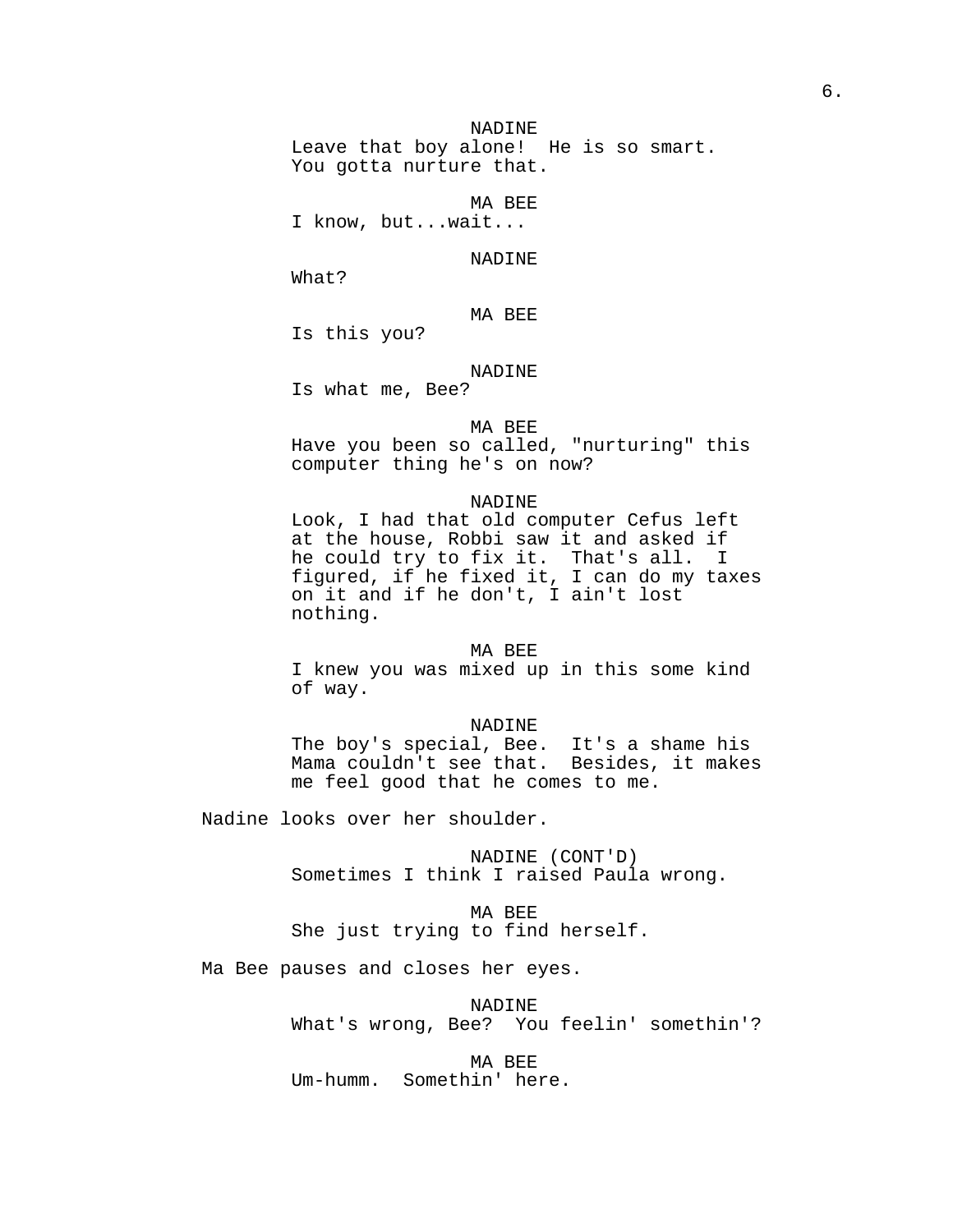NADINE
Leave that boy alone!  He is so smart.  You gotta nurture that.

MA BEE
I know, but...wait...

NADINE
What?

MA BEE
Is this you?

NADINE
Is what me, Bee?

MA BEE
Have you been so called, "nurturing" this computer thing he's on now?

NADINE
Look, I had that old computer Cefus left at the house, Robbi saw it and asked if he could try to fix it.  That's all.  I figured, if he fixed it, I can do my taxes on it and if he don't, I ain't lost nothing.

MA BEE
I knew you was mixed up in this some kind of way.

NADINE
The boy's special, Bee.  It's a shame his Mama couldn't see that.  Besides, it makes me feel good that he comes to me.

Nadine looks over her shoulder.

NADINE (CONT'D)
Sometimes I think I raised Paula wrong.

MA BEE
She just trying to find herself.

Ma Bee pauses and closes her eyes.

NADINE
What's wrong, Bee?  You feelin' somethin'?

MA BEE
Um-humm.  Somethin' here.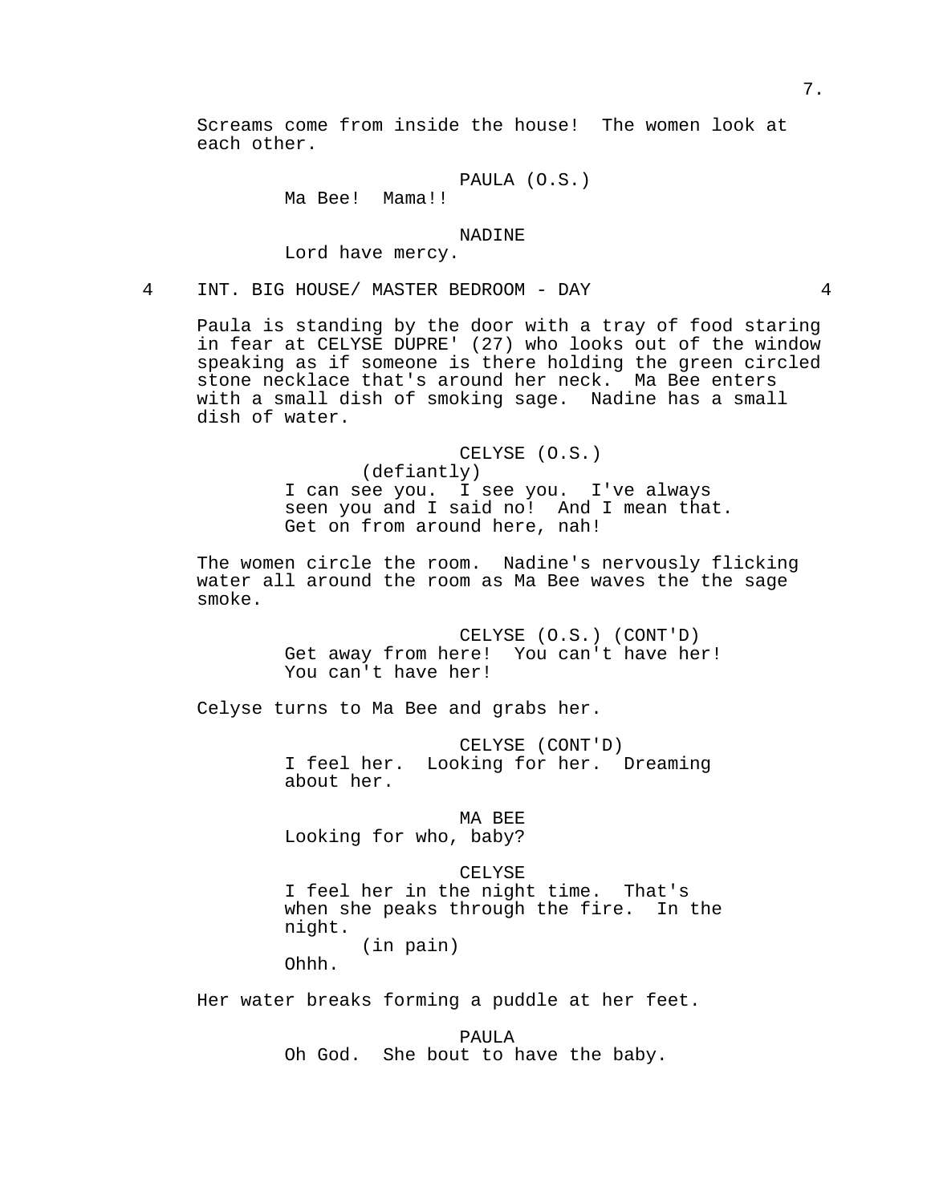Screams come from inside the house! The women look at each other.

PAULA (O.S.)
Ma Bee! Mama!!

NADINE
Lord have mercy.

4 INT. BIG HOUSE/ MASTER BEDROOM - DAY 4

Paula is standing by the door with a tray of food staring in fear at CELYSE DUPRE' (27) who looks out of the window speaking as if someone is there holding the green circled stone necklace that's around her neck. Ma Bee enters with a small dish of smoking sage. Nadine has a small dish of water.

CELYSE (O.S.)
(defiantly)
I can see you. I see you. I've always seen you and I said no! And I mean that. Get on from around here, nah!

The women circle the room. Nadine's nervously flicking water all around the room as Ma Bee waves the the sage smoke.

CELYSE (O.S.) (CONT'D)
Get away from here! You can't have her! You can't have her!

Celyse turns to Ma Bee and grabs her.

CELYSE (CONT'D)
I feel her. Looking for her. Dreaming about her.

MA BEE
Looking for who, baby?

CELYSE
I feel her in the night time. That's when she peaks through the fire. In the night.
(in pain)
Ohhh.

Her water breaks forming a puddle at her feet.

PAULA
Oh God. She bout to have the baby.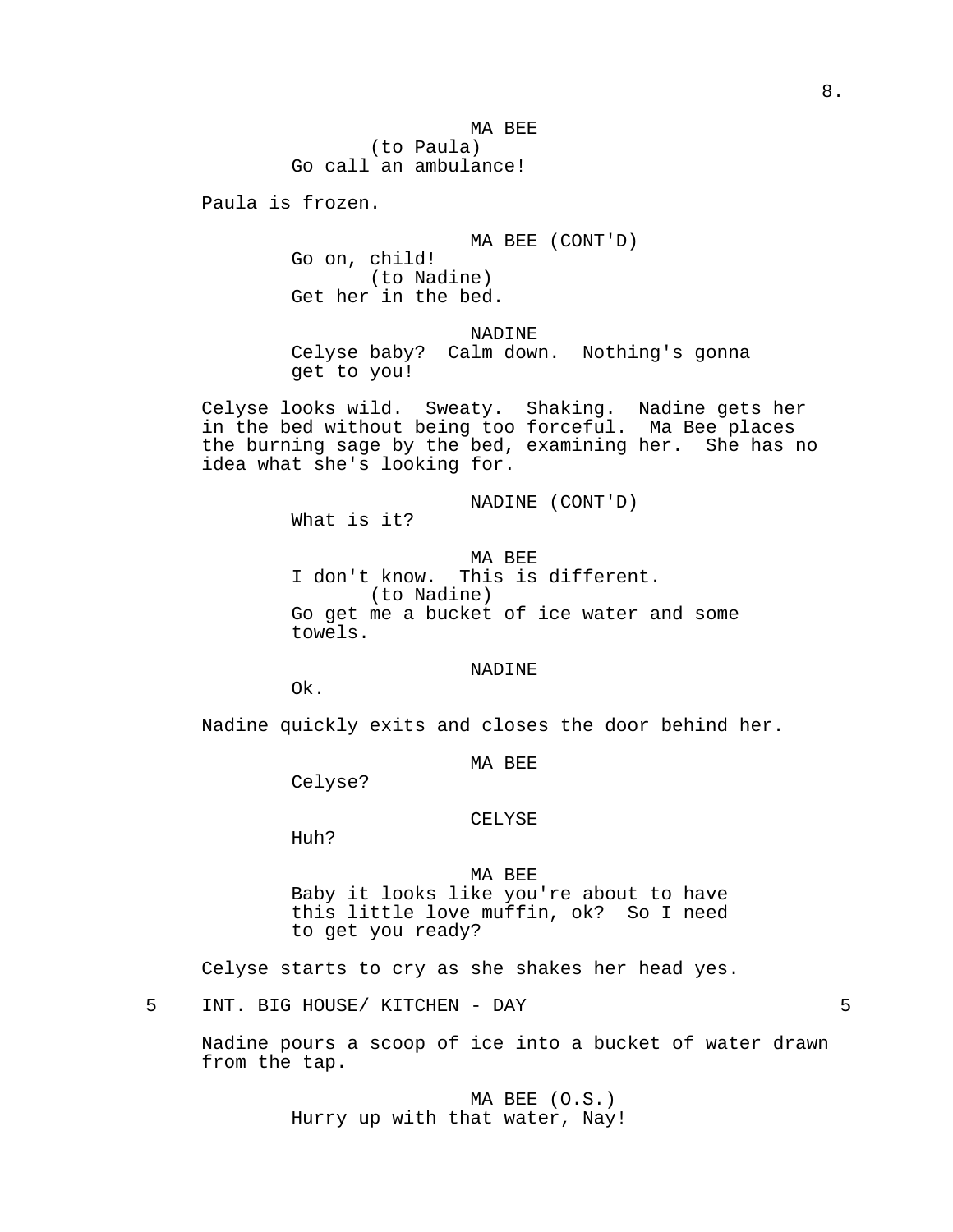MA BEE
(to Paula)
Go call an ambulance!

Paula is frozen.

MA BEE (CONT'D)
Go on, child!
(to Nadine)
Get her in the bed.

NADINE
Celyse baby? Calm down. Nothing's gonna get to you!

Celyse looks wild. Sweaty. Shaking. Nadine gets her in the bed without being too forceful. Ma Bee places the burning sage by the bed, examining her. She has no idea what she's looking for.

NADINE (CONT'D)
What is it?

MA BEE
I don't know. This is different.
(to Nadine)
Go get me a bucket of ice water and some towels.

NADINE
Ok.

Nadine quickly exits and closes the door behind her.

MA BEE
Celyse?

CELYSE
Huh?

MA BEE
Baby it looks like you're about to have this little love muffin, ok? So I need to get you ready?

Celyse starts to cry as she shakes her head yes.

## 5 INT. BIG HOUSE/ KITCHEN - DAY 5

Nadine pours a scoop of ice into a bucket of water drawn from the tap.

MA BEE (O.S.)
Hurry up with that water, Nay!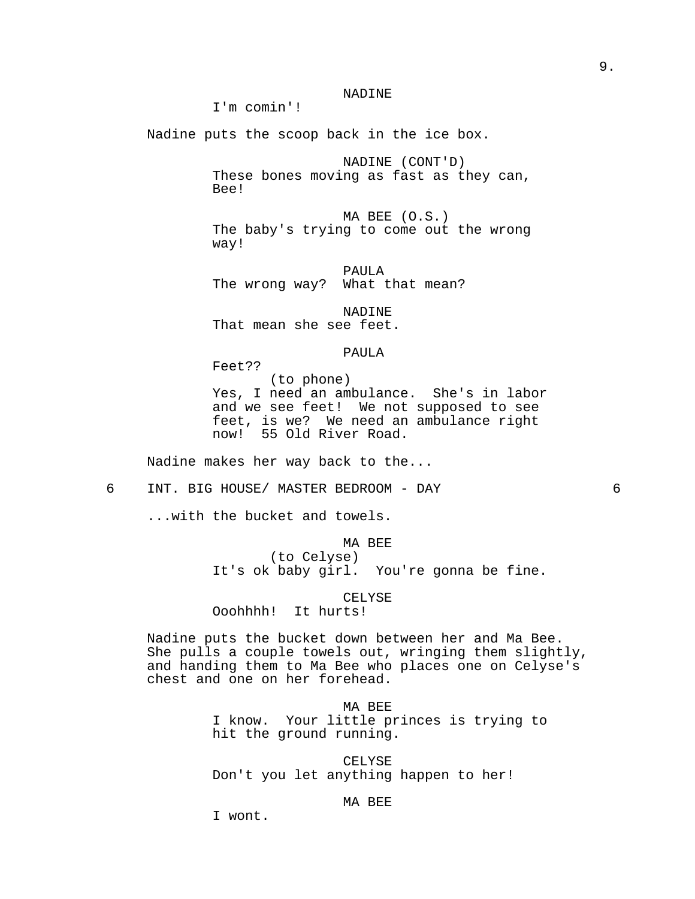NADINE

I'm comin'!

Nadine puts the scoop back in the ice box.

NADINE (CONT'D)

These bones moving as fast as they can, Bee!

MA BEE (O.S.)

The baby's trying to come out the wrong way!

PAULA

The wrong way?  What that mean?

NADINE

That mean she see feet.

PAULA

Feet??

(to phone)

Yes, I need an ambulance.  She's in labor and we see feet!  We not supposed to see feet, is we?  We need an ambulance right now!  55 Old River Road.

Nadine makes her way back to the...

6    INT. BIG HOUSE/ MASTER BEDROOM - DAY    6

...with the bucket and towels.

MA BEE

(to Celyse)

It's ok baby girl.  You're gonna be fine.

CELYSE

Ooohhhh!  It hurts!

Nadine puts the bucket down between her and Ma Bee. She pulls a couple towels out, wringing them slightly, and handing them to Ma Bee who places one on Celyse's chest and one on her forehead.

MA BEE

I know.  Your little princes is trying to hit the ground running.

CELYSE

Don't you let anything happen to her!

MA BEE

I wont.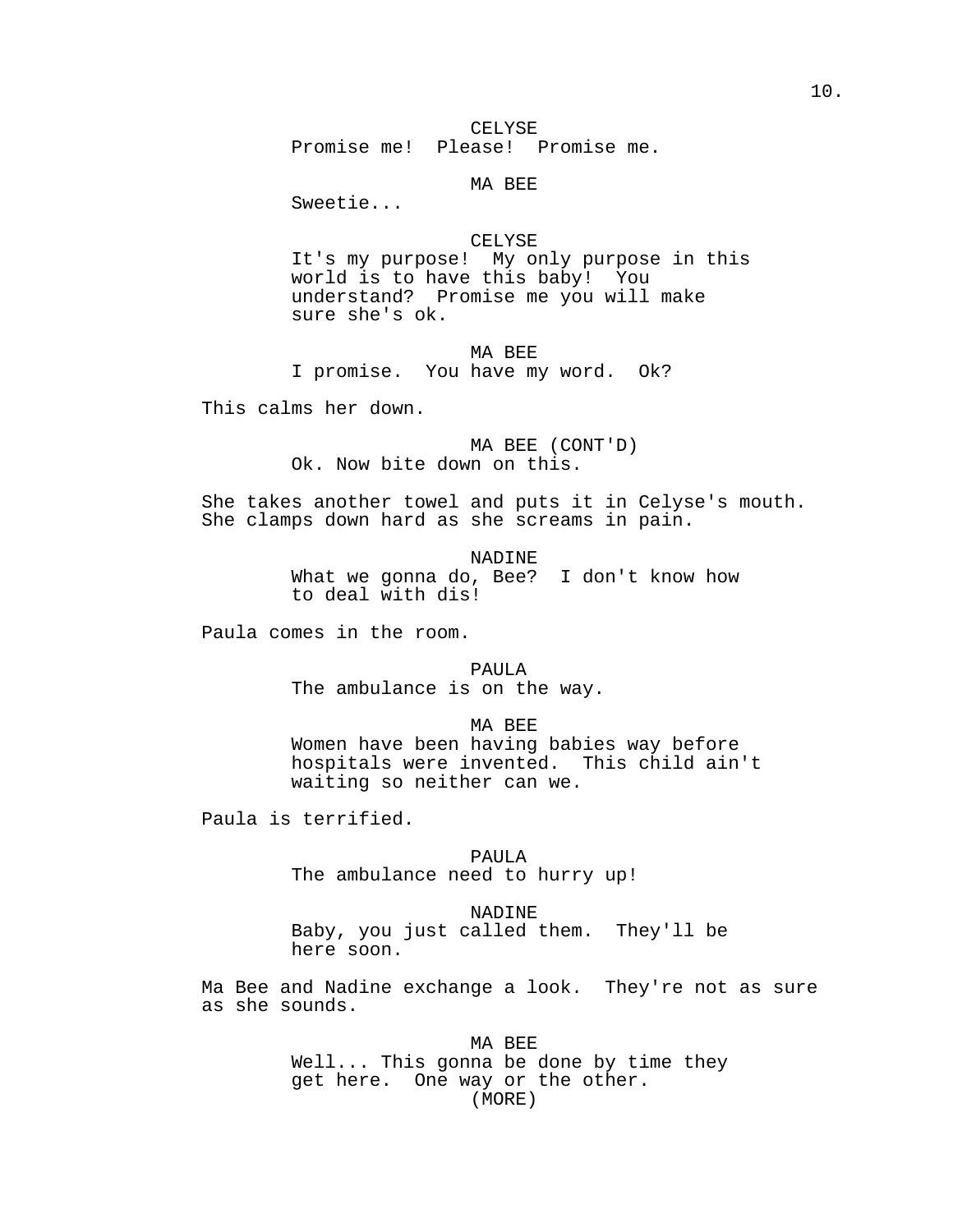CELYSE
Promise me!  Please!  Promise me.

MA BEE
Sweetie...

CELYSE
It's my purpose!  My only purpose in this world is to have this baby!  You understand?  Promise me you will make sure she's ok.

MA BEE
I promise.  You have my word.  Ok?

This calms her down.

MA BEE (CONT'D)
Ok. Now bite down on this.

She takes another towel and puts it in Celyse's mouth. She clamps down hard as she screams in pain.

NADINE
What we gonna do, Bee?  I don't know how to deal with dis!

Paula comes in the room.

PAULA
The ambulance is on the way.

MA BEE
Women have been having babies way before hospitals were invented.  This child ain't waiting so neither can we.

Paula is terrified.

PAULA
The ambulance need to hurry up!

NADINE
Baby, you just called them.  They'll be here soon.

Ma Bee and Nadine exchange a look.  They're not as sure as she sounds.

MA BEE
Well... This gonna be done by time they get here.  One way or the other.
(MORE)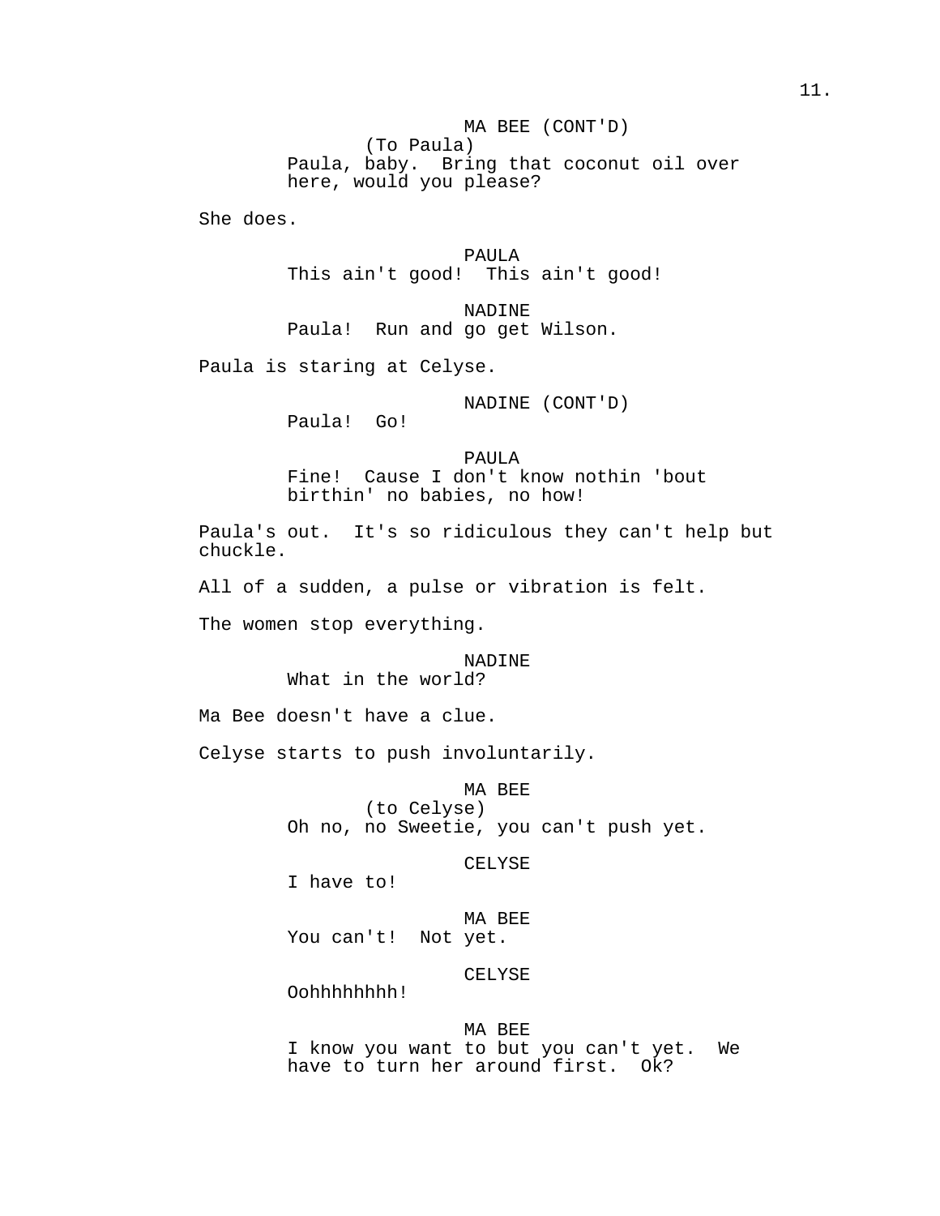MA BEE (CONT'D)
(To Paula)
Paula, baby. Bring that coconut oil over here, would you please?

She does.

PAULA
This ain't good! This ain't good!

NADINE
Paula! Run and go get Wilson.

Paula is staring at Celyse.

NADINE (CONT'D)
Paula! Go!

PAULA
Fine! Cause I don't know nothin 'bout birthin' no babies, no how!

Paula's out. It's so ridiculous they can't help but chuckle.

All of a sudden, a pulse or vibration is felt.

The women stop everything.

NADINE
What in the world?

Ma Bee doesn't have a clue.

Celyse starts to push involuntarily.

MA BEE
(to Celyse)
Oh no, no Sweetie, you can't push yet.

CELYSE
I have to!

MA BEE
You can't! Not yet.

CELYSE
Oohhhhhhhh!

MA BEE
I know you want to but you can't yet. We have to turn her around first. Ok?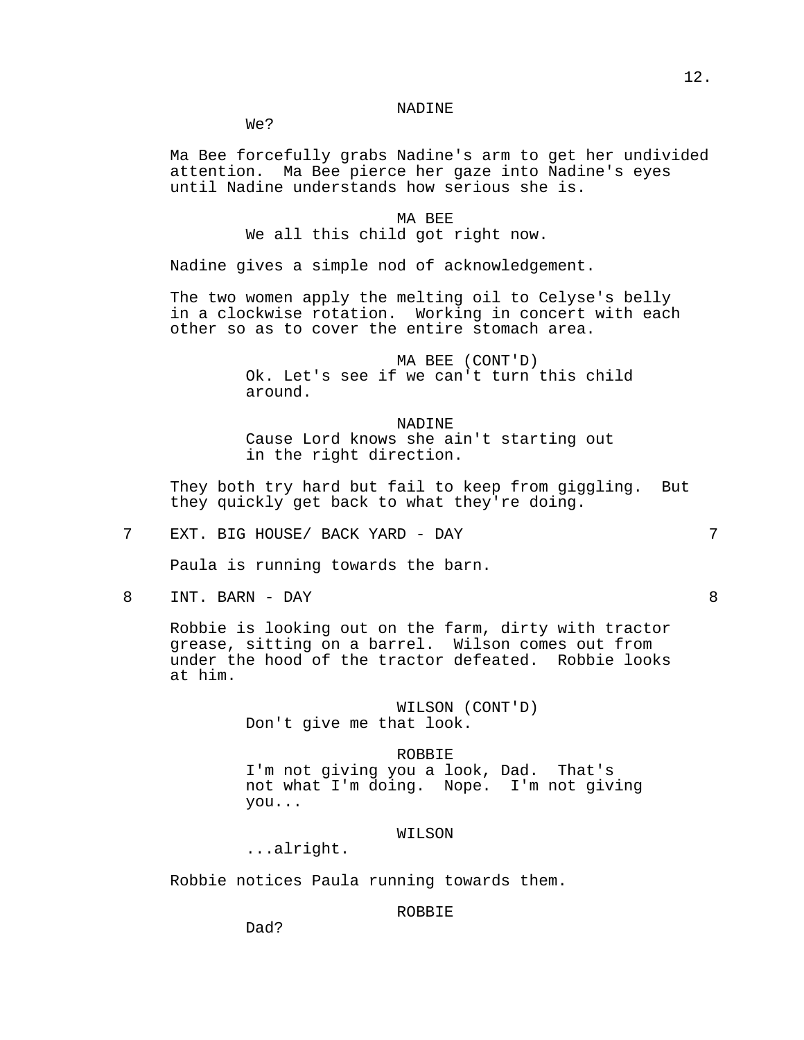NADINE

We?

Ma Bee forcefully grabs Nadine's arm to get her undivided attention. Ma Bee pierce her gaze into Nadine's eyes until Nadine understands how serious she is.

MA BEE

We all this child got right now.

Nadine gives a simple nod of acknowledgement.

The two women apply the melting oil to Celyse's belly in a clockwise rotation. Working in concert with each other so as to cover the entire stomach area.

MA BEE (CONT'D)

Ok. Let's see if we can't turn this child around.

NADINE

Cause Lord knows she ain't starting out in the right direction.

They both try hard but fail to keep from giggling. But they quickly get back to what they're doing.

7 EXT. BIG HOUSE/ BACK YARD - DAY 7

Paula is running towards the barn.

8 INT. BARN - DAY 8

Robbie is looking out on the farm, dirty with tractor grease, sitting on a barrel. Wilson comes out from under the hood of the tractor defeated. Robbie looks at him.

WILSON (CONT'D)

Don't give me that look.

ROBBIE

I'm not giving you a look, Dad. That's not what I'm doing. Nope. I'm not giving you...

WILSON

...alright.

Robbie notices Paula running towards them.

ROBBIE

Dad?